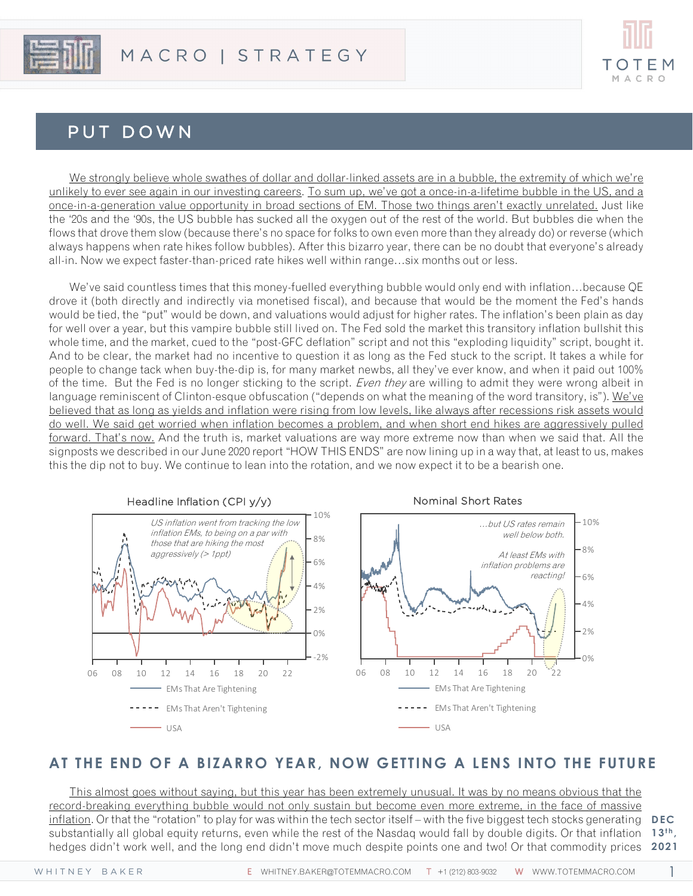# PUT DOWN

We strongly believe whole swathes of dollar and dollar-linked assets are in a bubble, the extremity of which we're unlikely to ever see again in our investing careers. To sum up, we've got a once-in-a-lifetime bubble in the US, and a once-in-a-generation value opportunity in broad sections of EM. Those two things aren't exactly unrelated. Just like the '20s and the '90s, the US bubble has sucked all the oxygen out of the rest of the world. But bubbles die when the flows that drove them slow (because there's no space for folks to own even more than they already do) or reverse (which always happens when rate hikes follow bubbles). After this bizarro year, there can be no doubt that everyone's already all-in. Now we expect faster-than-priced rate hikes well within range…six months out or less.

We've said countless times that this money-fuelled everything bubble would only end with inflation…because QE drove it (both directly and indirectly via monetised fiscal), and because that would be the moment the Fed's hands would be tied, the "put" would be down, and valuations would adjust for higher rates. The inflation's been plain as day for well over a year, but this vampire bubble still lived on. The Fed sold the market this transitory inflation bullshit this whole time, and the market, cued to the "post-GFC deflation" script and not this "exploding liquidity" script, bought it. And to be clear, the market had no incentive to question it as long as the Fed stuck to the script. It takes a while for people to change tack when buy-the-dip is, for many market newbs, all they've ever know, and when it paid out 100% of the time. But the Fed is no longer sticking to the script. *Even they* are willing to admit they were wrong albeit in language reminiscent of Clinton-esque obfuscation ("depends on what the meaning of the word transitory, is"). We've believed that as long as yields and inflation were rising from low levels, like always after recessions risk assets would do well. We said get worried when inflation becomes a problem, and when short end hikes are aggressively pulled forward. That's now. And the truth is, market valuations are way more extreme now than when we said that. All the signposts we described in our June 2020 report "HOW THIS ENDS" are now lining up in a way that, at least to us, makes this the dip not to buy. We continue to lean into the rotation, and we now expect it to be a bearish one.

Headline Inflation (CPI y/y)

*US inflation went from tracking the low inflation EMs, to being on a par with those that are hiking the most aggressively (> 1ppt)*

Legend: EMs That Are Tightening; EMs That Aren't Tightening; USA

Nominal Short Rates

*…but US rates remain well below both.*

*At least EMs with inflation problems are reacting!*

Legend: EMs That Are Tightening; EMs That Aren't Tightening; USA

## AT THE END OF A BIZARRO YEAR, NOW GETTING A LENS INTO THE FUTURE

This almost goes without saying, but this year has been extremely unusual. It was by no means obvious that the record-breaking everything bubble would not only sustain but become even more extreme, in the face of massive inflation. Or that the "rotation" to play for was within the tech sector itself – with the five biggest tech stocks generating substantially all global equity returns, even while the rest of the Nasdaq would fall by double digits. Or that inflation hedges didn't work well, and the long end didn't move much despite points one and two! Or that commodity prices

DEC 13th, 2021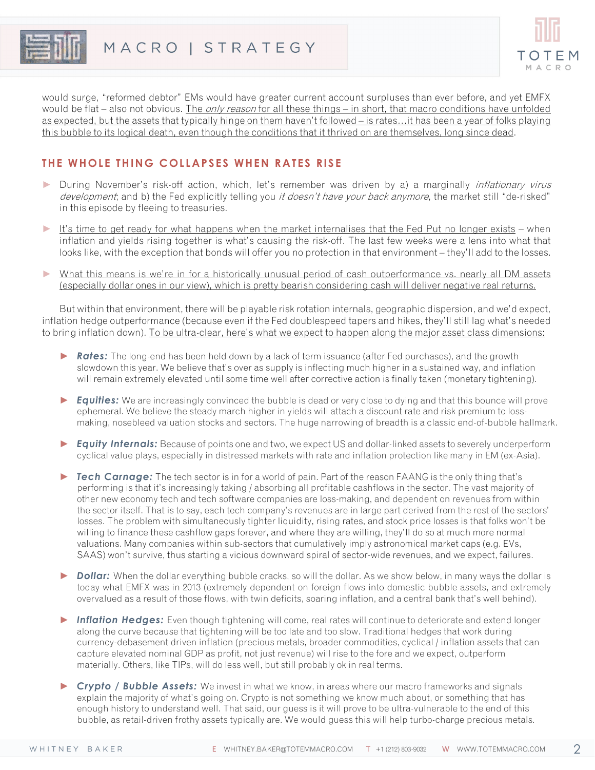would surge, "reformed debtor" EMs would have greater current account surpluses than ever before, and yet EMFX would be flat – also not obvious. The *only reason* for all these things – in short, that macro conditions have unfolded as expected, but the assets that typically hinge on them haven't followed – is rates…it has been a year of folks playing this bubble to its logical death, even though the conditions that it thrived on are themselves, long since dead.

## THE WHOLE THING COLLAPSES WHEN RATES RISE

- During November's risk-off action, which, let's remember was driven by a) a marginally *inflationary virus development*; and b) the Fed explicitly telling you *it doesn't have your back anymore*, the market still "de-risked" in this episode by fleeing to treasuries.
- It's time to get ready for what happens when the market internalises that the Fed Put no longer exists – when inflation and yields rising together is what's causing the risk-off. The last few weeks were a lens into what that looks like, with the exception that bonds will offer you no protection in that environment – they'll add to the losses.
- What this means is we're in for a historically unusual period of cash outperformance vs. nearly all DM assets (especially dollar ones in our view), which is pretty bearish considering cash will deliver negative real returns.

But within that environment, there will be playable risk rotation internals, geographic dispersion, and we'd expect, inflation hedge outperformance (because even if the Fed doublespeed tapers and hikes, they'll still lag what's needed to bring inflation down). To be ultra-clear, here's what we expect to happen along the major asset class dimensions:

- ***Rates:*** The long-end has been held down by a lack of term issuance (after Fed purchases), and the growth slowdown this year. We believe that's over as supply is inflecting much higher in a sustained way, and inflation will remain extremely elevated until some time well after corrective action is finally taken (monetary tightening).
- ***Equities:*** We are increasingly convinced the bubble is dead or very close to dying and that this bounce will prove ephemeral. We believe the steady march higher in yields will attach a discount rate and risk premium to loss-making, nosebleed valuation stocks and sectors. The huge narrowing of breadth is a classic end-of-bubble hallmark.
- ***Equity Internals:*** Because of points one and two, we expect US and dollar-linked assets to severely underperform cyclical value plays, especially in distressed markets with rate and inflation protection like many in EM (ex-Asia).
- ***Tech Carnage:*** The tech sector is in for a world of pain. Part of the reason FAANG is the only thing that's performing is that it's increasingly taking / absorbing all profitable cashflows in the sector. The vast majority of other new economy tech and tech software companies are loss-making, and dependent on revenues from within the sector itself. That is to say, each tech company's revenues are in large part derived from the rest of the sectors' losses. The problem with simultaneously tighter liquidity, rising rates, and stock price losses is that folks won't be willing to finance these cashflow gaps forever, and where they are willing, they'll do so at much more normal valuations. Many companies within sub-sectors that cumulatively imply astronomical market caps (e.g. EVs, SAAS) won't survive, thus starting a vicious downward spiral of sector-wide revenues, and we expect, failures.
- ***Dollar:*** When the dollar everything bubble cracks, so will the dollar. As we show below, in many ways the dollar is today what EMFX was in 2013 (extremely dependent on foreign flows into domestic bubble assets, and extremely overvalued as a result of those flows, with twin deficits, soaring inflation, and a central bank that's well behind).
- ***Inflation Hedges:*** Even though tightening will come, real rates will continue to deteriorate and extend longer along the curve because that tightening will be too late and too slow. Traditional hedges that work during currency-debasement driven inflation (precious metals, broader commodities, cyclical / inflation assets that can capture elevated nominal GDP as profit, not just revenue) will rise to the fore and we expect, outperform materially. Others, like TIPs, will do less well, but still probably ok in real terms.
- ***Crypto / Bubble Assets:*** We invest in what we know, in areas where our macro frameworks and signals explain the majority of what's going on. Crypto is not something we know much about, or something that has enough history to understand well. That said, our guess is it will prove to be ultra-vulnerable to the end of this bubble, as retail-driven frothy assets typically are. We would guess this will help turbo-charge precious metals.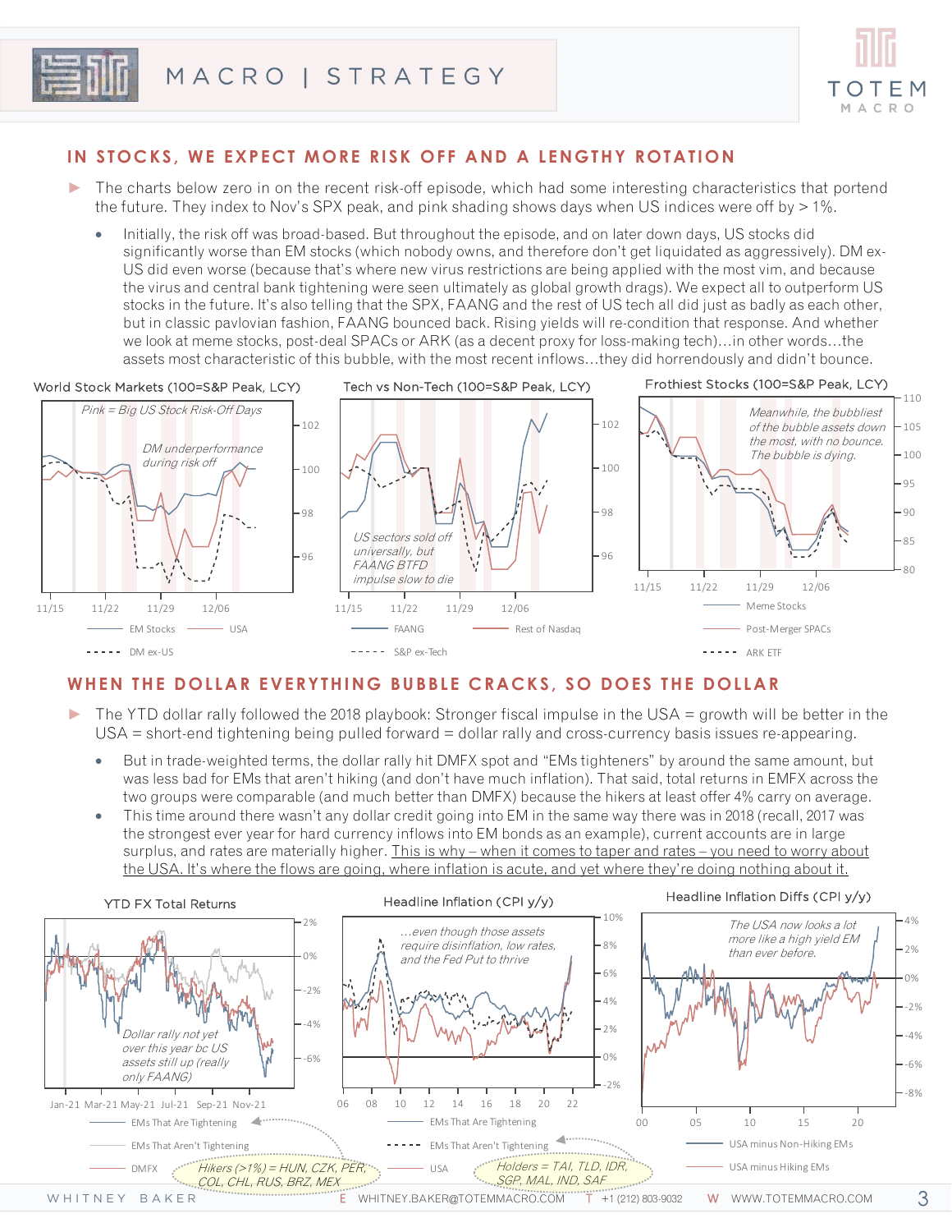## IN STOCKS, WE EXPECT MORE RISK OFF AND A LENGTHY ROTATION

- The charts below zero in on the recent risk-off episode, which had some interesting characteristics that portend the future. They index to Nov's SPX peak, and pink shading shows days when US indices were off by > 1%.
  - Initially, the risk off was broad-based. But throughout the episode, and on later down days, US stocks did significantly worse than EM stocks (which nobody owns, and therefore don't get liquidated as aggressively). DM ex-US did even worse (because that's where new virus restrictions are being applied with the most vim, and because the virus and central bank tightening were seen ultimately as global growth drags). We expect all to outperform US stocks in the future. It's also telling that the SPX, FAANG and the rest of US tech all did just as badly as each other, but in classic pavlovian fashion, FAANG bounced back. Rising yields will re-condition that response. And whether we look at meme stocks, post-deal SPACs or ARK (as a decent proxy for loss-making tech)…in other words…the assets most characteristic of this bubble, with the most recent inflows…they did horrendously and didn't bounce.

World Stock Markets (100=S&P Peak, LCY)

*Pink = Big US Stock Risk-Off Days*

*DM underperformance during risk off*

EM Stocks — USA — DM ex-US

Tech vs Non-Tech (100=S&P Peak, LCY)

*US sectors sold off universally, but FAANG BTFD impulse slow to die*

FAANG — Rest of Nasdaq — S&P ex-Tech

Frothiest Stocks (100=S&P Peak, LCY)

*Meanwhile, the bubbliest of the bubble assets down the most, with no bounce. The bubble is dying.*

Meme Stocks — Post-Merger SPACs — ARK ETF

## WHEN THE DOLLAR EVERYTHING BUBBLE CRACKS, SO DOES THE DOLLAR

- The YTD dollar rally followed the 2018 playbook: Stronger fiscal impulse in the USA = growth will be better in the USA = short-end tightening being pulled forward = dollar rally and cross-currency basis issues re-appearing.
  - But in trade-weighted terms, the dollar rally hit DMFX spot and "EMs tighteners" by around the same amount, but was less bad for EMs that aren't hiking (and don't have much inflation). That said, total returns in EMFX across the two groups were comparable (and much better than DMFX) because the hikers at least offer 4% carry on average.
  - This time around there wasn't any dollar credit going into EM in the same way there was in 2018 (recall, 2017 was the strongest ever year for hard currency inflows into EM bonds as an example), current accounts are in large surplus, and rates are materially higher. <u>This is why – when it comes to taper and rates – you need to worry about the USA. It's where the flows are going, where inflation is acute, and yet where they're doing nothing about it.</u>

YTD FX Total Returns

*Dollar rally not yet over this year bc US assets still up (really only FAANG)*

EMs That Are Tightening — EMs That Aren't Tightening — DMFX

Headline Inflation (CPI y/y)

*…even though those assets require disinflation, low rates, and the Fed Put to thrive*

EMs That Are Tightening — EMs That Aren't Tightening — USA

*Hikers (>1%) = HUN, CZK, PER, COL, CHL, RUS, BRZ, MEX*

*Holders = TAI, TLD, IDR, SGP, MAL, IND, SAF*

Headline Inflation Diffs (CPI y/y)

*The USA now looks a lot more like a high yield EM than ever before.*

USA minus Non-Hiking EMs — USA minus Hiking EMs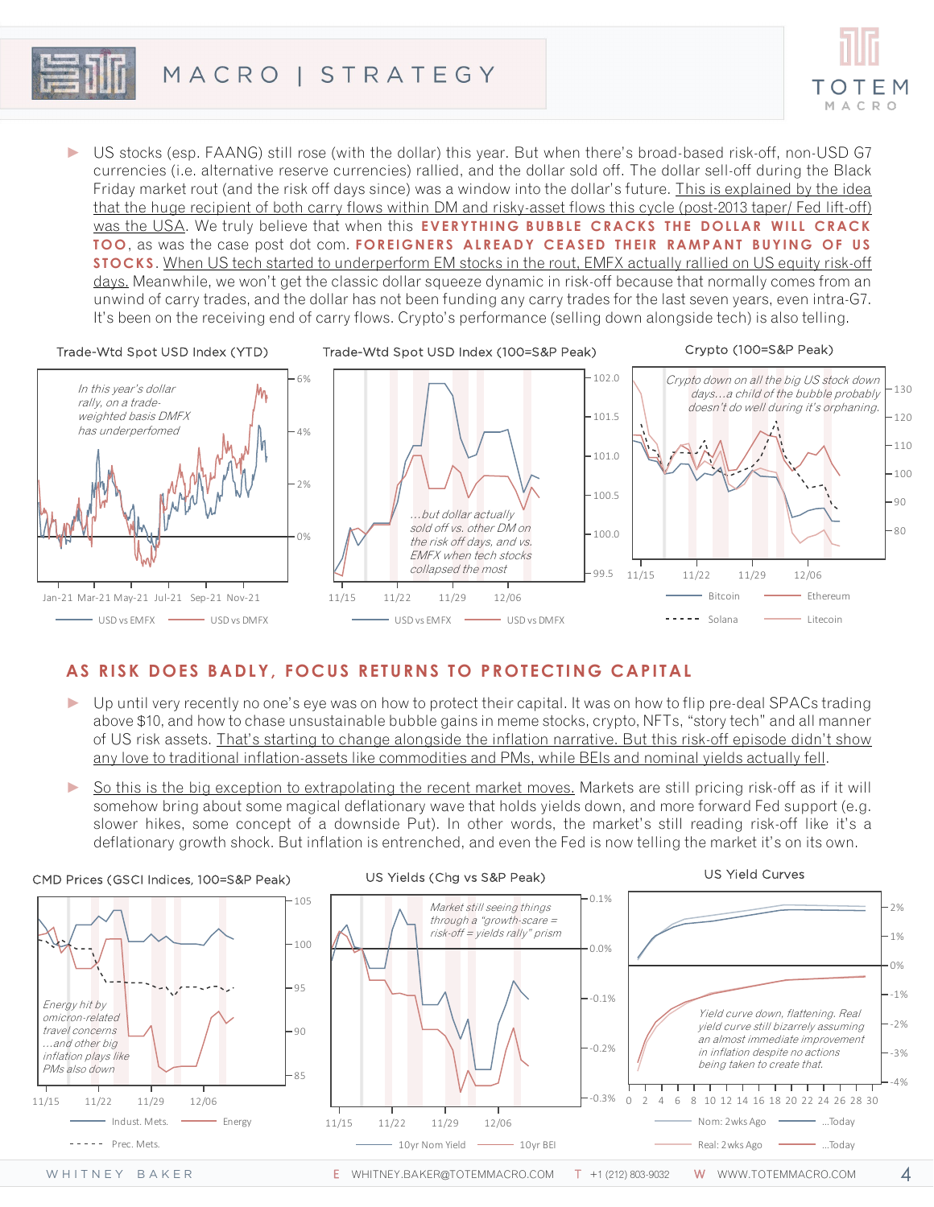- US stocks (esp. FAANG) still rose (with the dollar) this year. But when there's broad-based risk-off, non-USD G7 currencies (i.e. alternative reserve currencies) rallied, and the dollar sold off. The dollar sell-off during the Black Friday market rout (and the risk off days since) was a window into the dollar's future. This is explained by the idea that the huge recipient of both carry flows within DM and risky-asset flows this cycle (post-2013 taper/ Fed lift-off) was the USA. We truly believe that when this **EVERYTHING BUBBLE CRACKS THE DOLLAR WILL CRACK TOO**, as was the case post dot com. **FOREIGNERS ALREADY CEASED THEIR RAMPANT BUYING OF US STOCKS**. When US tech started to underperform EM stocks in the rout, EMFX actually rallied on US equity risk-off days. Meanwhile, we won't get the classic dollar squeeze dynamic in risk-off because that normally comes from an unwind of carry trades, and the dollar has not been funding any carry trades for the last seven years, even intra-G7. It's been on the receiving end of carry flows. Crypto's performance (selling down alongside tech) is also telling.

Trade-Wtd Spot USD Index (YTD)

*In this year's dollar rally, on a trade-weighted basis DMFX has underperfomed*

USD vs EMFX — USD vs DMFX

Trade-Wtd Spot USD Index (100=S&P Peak)

*...but dollar actually sold off vs. other DM on the risk off days, and vs. EMFX when tech stocks collapsed the most*

USD vs EMFX — USD vs DMFX

Crypto (100=S&P Peak)

*Crypto down on all the big US stock down days...a child of the bubble probably doesn't do well during it's orphaning.*

Bitcoin — Ethereum — Solana — Litecoin

## AS RISK DOES BADLY, FOCUS RETURNS TO PROTECTING CAPITAL

- Up until very recently no one's eye was on how to protect their capital. It was on how to flip pre-deal SPACs trading above $10, and how to chase unsustainable bubble gains in meme stocks, crypto, NFTs, "story tech" and all manner of US risk assets. That's starting to change alongside the inflation narrative. But this risk-off episode didn't show any love to traditional inflation-assets like commodities and PMs, while BEIs and nominal yields actually fell.

- So this is the big exception to extrapolating the recent market moves. Markets are still pricing risk-off as if it will somehow bring about some magical deflationary wave that holds yields down, and more forward Fed support (e.g. slower hikes, some concept of a downside Put). In other words, the market's still reading risk-off like it's a deflationary growth shock. But inflation is entrenched, and even the Fed is now telling the market it's on its own.

CMD Prices (GSCI Indices, 100=S&P Peak)

*Energy hit by omicron-related travel concerns ...and other big inflation plays like PMs also down*

Indust. Mets. — Energy — Prec. Mets.

US Yields (Chg vs S&P Peak)

*Market still seeing things through a "growth-scare = risk-off = yields rally" prism*

10yr Nom Yield — 10yr BEI

US Yield Curves

*Yield curve down, flattening. Real yield curve still bizarrely assuming an almost immediate improvement in inflation despite no actions being taken to create that.*

Nom: 2wks Ago — ...Today — Real: 2wks Ago — ...Today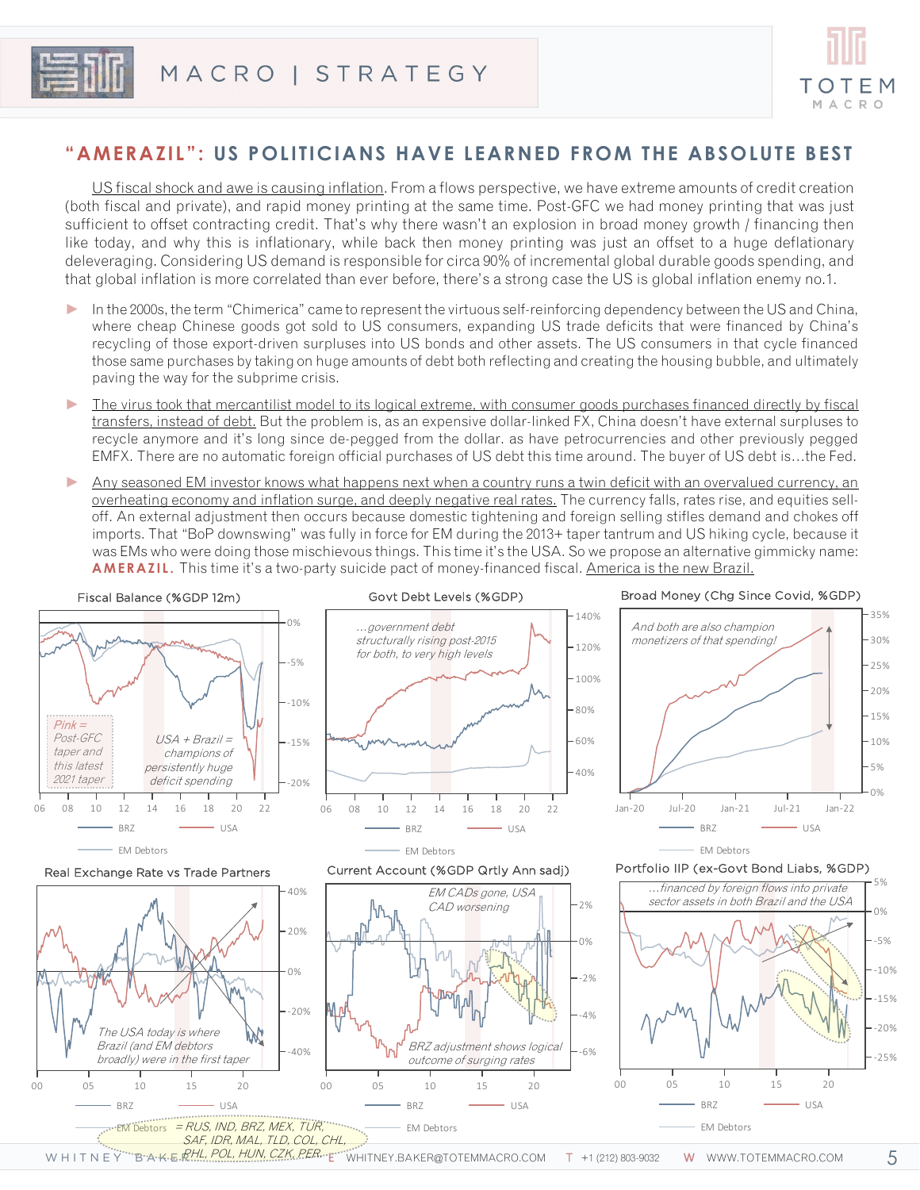# "AMERAZIL": US POLITICIANS HAVE LEARNED FROM THE ABSOLUTE BEST

US fiscal shock and awe is causing inflation. From a flows perspective, we have extreme amounts of credit creation (both fiscal and private), and rapid money printing at the same time. Post-GFC we had money printing that was just sufficient to offset contracting credit. That's why there wasn't an explosion in broad money growth / financing then like today, and why this is inflationary, while back then money printing was just an offset to a huge deflationary deleveraging. Considering US demand is responsible for circa 90% of incremental global durable goods spending, and that global inflation is more correlated than ever before, there's a strong case the US is global inflation enemy no.1.

- In the 2000s, the term "Chimerica" came to represent the virtuous self-reinforcing dependency between the US and China, where cheap Chinese goods got sold to US consumers, expanding US trade deficits that were financed by China's recycling of those export-driven surpluses into US bonds and other assets. The US consumers in that cycle financed those same purchases by taking on huge amounts of debt both reflecting and creating the housing bubble, and ultimately paving the way for the subprime crisis.
- The virus took that mercantilist model to its logical extreme, with consumer goods purchases financed directly by fiscal transfers, instead of debt. But the problem is, as an expensive dollar-linked FX, China doesn't have external surpluses to recycle anymore and it's long since de-pegged from the dollar. as have petrocurrencies and other previously pegged EMFX. There are no automatic foreign official purchases of US debt this time around. The buyer of US debt is…the Fed.
- Any seasoned EM investor knows what happens next when a country runs a twin deficit with an overvalued currency, an overheating economy and inflation surge, and deeply negative real rates. The currency falls, rates rise, and equities sell-off. An external adjustment then occurs because domestic tightening and foreign selling stifles demand and chokes off imports. That "BoP downswing" was fully in force for EM during the 2013+ taper tantrum and US hiking cycle, because it was EMs who were doing those mischievous things. This time it's the USA. So we propose an alternative gimmicky name: **AMERAZIL.** This time it's a two-party suicide pact of money-financed fiscal. America is the new Brazil.

Fiscal Balance (%GDP 12m) — Pink = Post-GFC taper and this latest 2021 taper; USA + Brazil = champions of persistently huge deficit spending. (BRZ, USA, EM Debtors)

Govt Debt Levels (%GDP) — …government debt structurally rising post-2015 for both, to very high levels. (BRZ, USA, EM Debtors)

Broad Money (Chg Since Covid, %GDP) — And both are also champion monetizers of that spending! (BRZ, USA, EM Debtors)

Real Exchange Rate vs Trade Partners — The USA today is where Brazil (and EM debtors broadly) were in the first taper. (BRZ, USA, EM Debtors)

Current Account (%GDP Qrtly Ann sadj) — EM CADs gone, USA CAD worsening; BRZ adjustment shows logical outcome of surging rates. (BRZ, USA, EM Debtors)

Portfolio IIP (ex-Govt Bond Liabs, %GDP) — …financed by foreign flows into private sector assets in both Brazil and the USA. (BRZ, USA, EM Debtors)

EM Debtors = RUS, IND, BRZ, MEX, TUR, SAF, IDR, MAL, TLD, COL, CHL, PHL, POL, HUN, CZK, PER.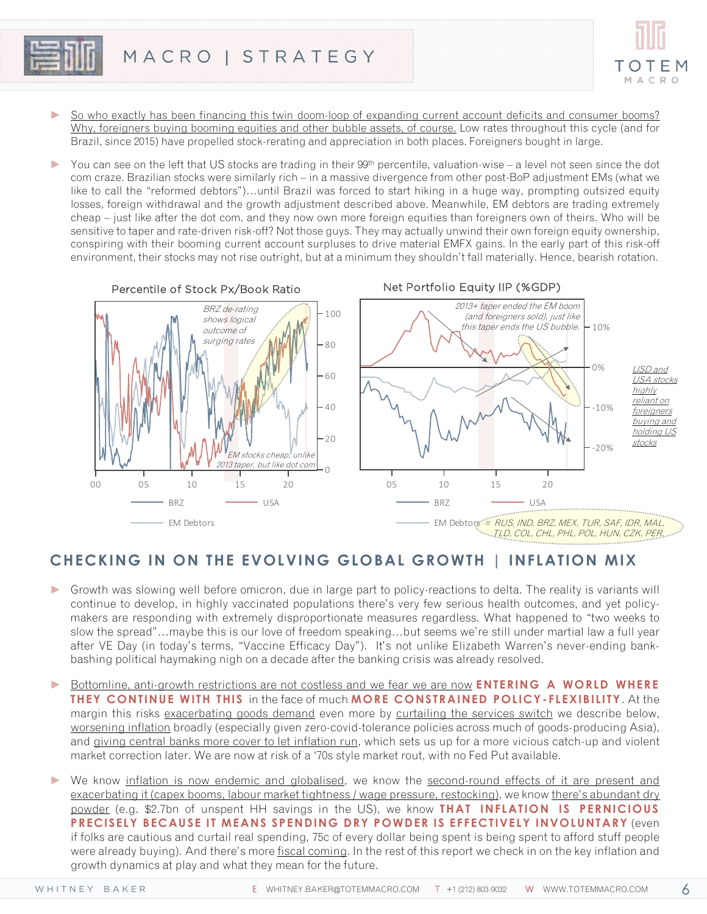- <u>So who exactly has been financing this twin doom-loop of expanding current account deficits and consumer booms? Why, foreigners buying booming equities and other bubble assets, of course.</u> Low rates throughout this cycle (and for Brazil, since 2015) have propelled stock-rerating and appreciation in both places. Foreigners bought in large.

- You can see on the left that US stocks are trading in their 99th percentile, valuation-wise – a level not seen since the dot com craze. Brazilian stocks were similarly rich – in a massive divergence from other post-BoP adjustment EMs (what we like to call the "reformed debtors")…until Brazil was forced to start hiking in a huge way, prompting outsized equity losses, foreign withdrawal and the growth adjustment described above. Meanwhile, EM debtors are trading extremely cheap – just like after the dot com, and they now own more foreign equities than foreigners own of theirs. Who will be sensitive to taper and rate-driven risk-off? Not those guys. They may actually unwind their own foreign equity ownership, conspiring with their booming current account surpluses to drive material EMFX gains. In the early part of this risk-off environment, their stocks may not rise outright, but at a minimum they shouldn't fall materially. Hence, bearish rotation.

Percentile of Stock Px/Book Ratio

Net Portfolio Equity IIP (%GDP)

*USD and USA stocks highly reliant on foreigners buying and holding US stocks*

EM Debtors = RUS, IND, BRZ, MEX, TUR, SAF, IDR, MAL, TLD, COL, CHL, PHL, POL, HUN, CZK, PER

## CHECKING IN ON THE EVOLVING GLOBAL GROWTH | INFLATION MIX

- Growth was slowing well before omicron, due in large part to policy-reactions to delta. The reality is variants will continue to develop, in highly vaccinated populations there's very few serious health outcomes, and yet policy-makers are responding with extremely disproportionate measures regardless. What happened to "two weeks to slow the spread"…maybe this is our love of freedom speaking…but seems we're still under martial law a full year after VE Day (in today's terms, "Vaccine Efficacy Day"). It's not unlike Elizabeth Warren's never-ending bank-bashing political haymaking nigh on a decade after the banking crisis was already resolved.

- <u>Bottomline, anti-growth restrictions are not costless and we fear we are now</u> **ENTERING A WORLD WHERE THEY CONTINUE WITH THIS** in the face of much **MORE CONSTRAINED POLICY-FLEXIBILITY**. At the margin this risks <u>exacerbating goods demand</u> even more by <u>curtailing the services switch</u> we describe below, <u>worsening inflation</u> broadly (especially given zero-covid-tolerance policies across much of goods-producing Asia), and <u>giving central banks more cover to let inflation run</u>, which sets us up for a more vicious catch-up and violent market correction later. We are now at risk of a '70s style market rout, with no Fed Put available.

- We know <u>inflation is now endemic and globalised</u>, we know the <u>second-round effects of it are present and exacerbating it (capex booms, labour market tightness / wage pressure, restocking)</u>, we know <u>there's abundant dry powder</u> (e.g. $2.7bn of unspent HH savings in the US), we know **THAT INFLATION IS PERNICIOUS PRECISELY BECAUSE IT MEANS SPENDING DRY POWDER IS EFFECTIVELY INVOLUNTARY** (even if folks are cautious and curtail real spending, 75c of every dollar being spent is being spent to afford stuff people were already buying). And there's more <u>fiscal coming</u>. In the rest of this report we check in on the key inflation and growth dynamics at play and what they mean for the future.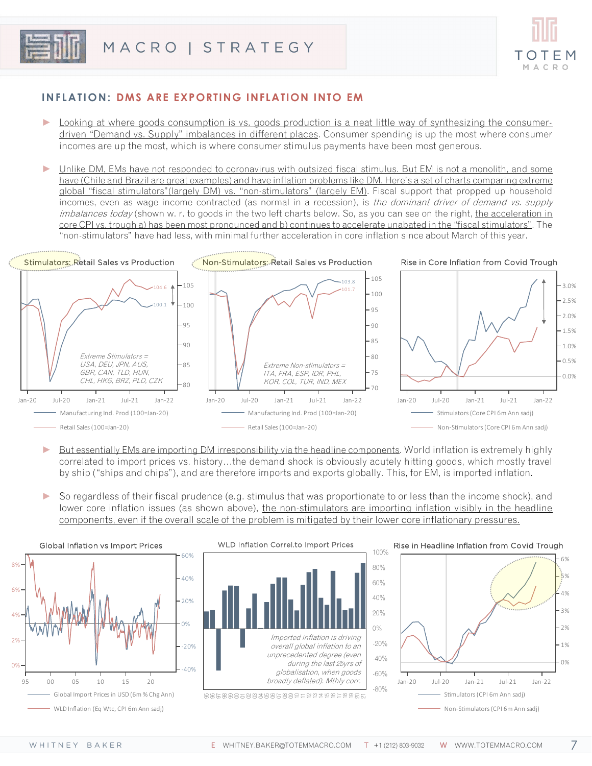## INFLATION: DMS ARE EXPORTING INFLATION INTO EM

- Looking at where goods consumption is vs. goods production is a neat little way of synthesizing the consumer-driven "Demand vs. Supply" imbalances in different places. Consumer spending is up the most where consumer incomes are up the most, which is where consumer stimulus payments have been most generous.

- Unlike DM, EMs have not responded to coronavirus with outsized fiscal stimulus. But EM is not a monolith, and some have (Chile and Brazil are great examples) and have inflation problems like DM. Here's a set of charts comparing extreme global "fiscal stimulators"(largely DM) vs. "non-stimulators" (largely EM). Fiscal support that propped up household incomes, even as wage income contracted (as normal in a recession), is *the dominant driver of demand vs. supply imbalances today* (shown w. r. to goods in the two left charts below. So, as you can see on the right, the acceleration in core CPI vs. trough a) has been most pronounced and b) continues to accelerate unabated in the "fiscal stimulators". The "non-stimulators" have had less, with minimal further acceleration in core inflation since about March of this year.

Stimulators: Retail Sales vs Production

*Extreme Stimulators = USA, DEU, JPN, AUS, GBR, CAN, TLD, HUN, CHL, HKG, BRZ, PLD, CZK*

Manufacturing Ind. Prod (100=Jan-20) / Retail Sales (100=Jan-20)

Non-Stimulators: Retail Sales vs Production

*Extreme Non-stimulators = ITA, FRA, ESP, IDR, PHL, KOR, COL, TUR, IND, MEX*

Manufacturing Ind. Prod (100=Jan-20) / Retail Sales (100=Jan-20)

Rise in Core Inflation from Covid Trough

Stimulators (Core CPI 6m Ann sadj) / Non-Stimulators (Core CPI 6m Ann sadj)

- But essentially EMs are importing DM irresponsibility via the headline components. World inflation is extremely highly correlated to import prices vs. history…the demand shock is obviously acutely hitting goods, which mostly travel by ship ("ships and chips"), and are therefore imports and exports globally. This, for EM, is imported inflation.

- So regardless of their fiscal prudence (e.g. stimulus that was proportionate to or less than the income shock), and lower core inflation issues (as shown above), the non-stimulators are importing inflation visibly in the headline components, even if the overall scale of the problem is mitigated by their lower core inflationary pressures.

Global Inflation vs Import Prices

Global Import Prices in USD (6m % Chg Ann) / WLD Inflation (Eq Wtc, CPI 6m Ann sadj)

WLD Inflation Correl.to Import Prices

*Imported inflation is driving overall global inflation to an unprecedented degree (even during the last 25yrs of globalisation, when goods broadly deflated). Mthly corr.*

Rise in Headline Inflation from Covid Trough

Stimulators (CPI 6m Ann sadj) / Non-Stimulators (CPI 6m Ann sadj)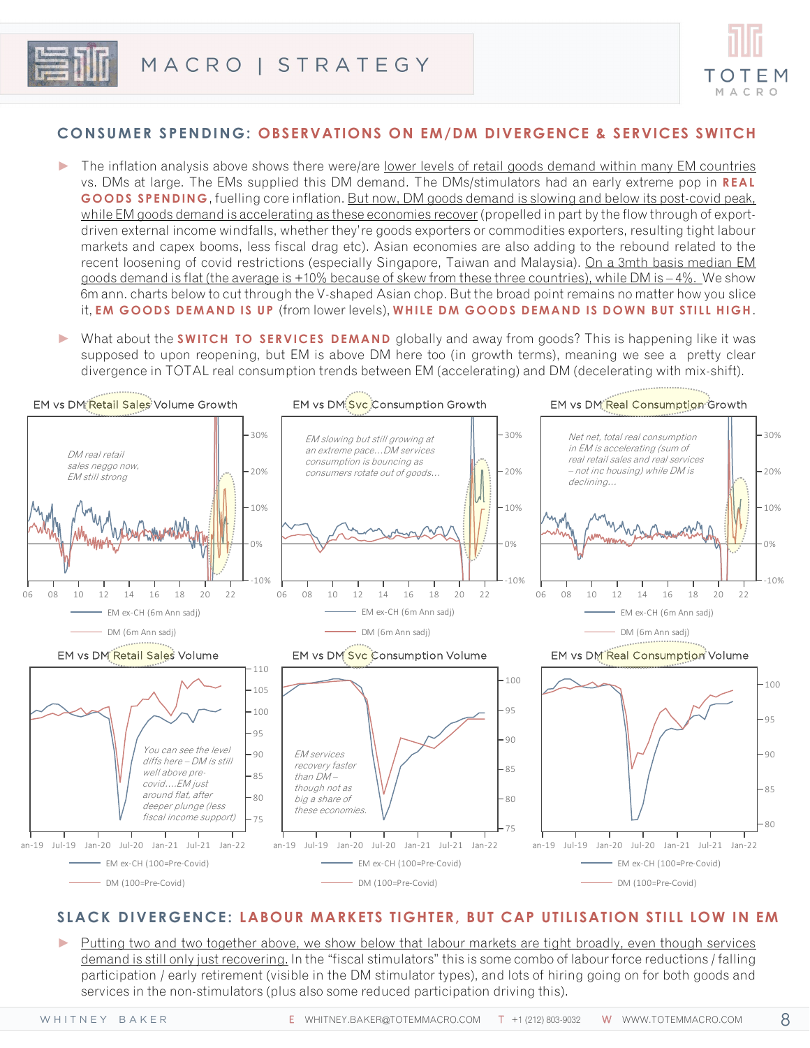## CONSUMER SPENDING: OBSERVATIONS ON EM/DM DIVERGENCE & SERVICES SWITCH

- The inflation analysis above shows there were/are lower levels of retail goods demand within many EM countries vs. DMs at large. The EMs supplied this DM demand. The DMs/stimulators had an early extreme pop in **REAL GOODS SPENDING**, fuelling core inflation. But now, DM goods demand is slowing and below its post-covid peak, while EM goods demand is accelerating as these economies recover (propelled in part by the flow through of export-driven external income windfalls, whether they're goods exporters or commodities exporters, resulting tight labour markets and capex booms, less fiscal drag etc). Asian economies are also adding to the rebound related to the recent loosening of covid restrictions (especially Singapore, Taiwan and Malaysia). On a 3mth basis median EM goods demand is flat (the average is +10% because of skew from these three countries), while DM is – 4%. We show 6m ann. charts below to cut through the V-shaped Asian chop. But the broad point remains no matter how you slice it, **EM GOODS DEMAND IS UP** (from lower levels), **WHILE DM GOODS DEMAND IS DOWN BUT STILL HIGH**.

- What about the **SWITCH TO SERVICES DEMAND** globally and away from goods? This is happening like it was supposed to upon reopening, but EM is above DM here too (in growth terms), meaning we see a pretty clear divergence in TOTAL real consumption trends between EM (accelerating) and DM (decelerating with mix-shift).

EM vs DM Retail Sales Volume Growth

*DM real retail sales neggo now, EM still strong*

EM ex-CH (6m Ann sadj) | DM (6m Ann sadj)

EM vs DM Svc Consumption Growth

*EM slowing but still growing at an extreme pace…DM services consumption is bouncing as consumers rotate out of goods…*

EM ex-CH (6m Ann sadj) | DM (6m Ann sadj)

EM vs DM Real Consumption Growth

*Net net, total real consumption in EM is accelerating (sum of real retail sales and real services – not inc housing) while DM is declining…*

EM ex-CH (6m Ann sadj) | DM (6m Ann sadj)

EM vs DM Retail Sales Volume

*You can see the level diffs here – DM is still well above pre-covid….EM just around flat, after deeper plunge (less fiscal income support)*

EM ex-CH (100=Pre-Covid) | DM (100=Pre-Covid)

EM vs DM Svc Consumption Volume

*EM services recovery faster than DM – though not as big a share of these economies.*

EM ex-CH (100=Pre-Covid) | DM (100=Pre-Covid)

EM vs DM Real Consumption Volume

EM ex-CH (100=Pre-Covid) | DM (100=Pre-Covid)

## SLACK DIVERGENCE: LABOUR MARKETS TIGHTER, BUT CAP UTILISATION STILL LOW IN EM

- Putting two and two together above, we show below that labour markets are tight broadly, even though services demand is still only just recovering. In the "fiscal stimulators" this is some combo of labour force reductions / falling participation / early retirement (visible in the DM stimulator types), and lots of hiring going on for both goods and services in the non-stimulators (plus also some reduced participation driving this).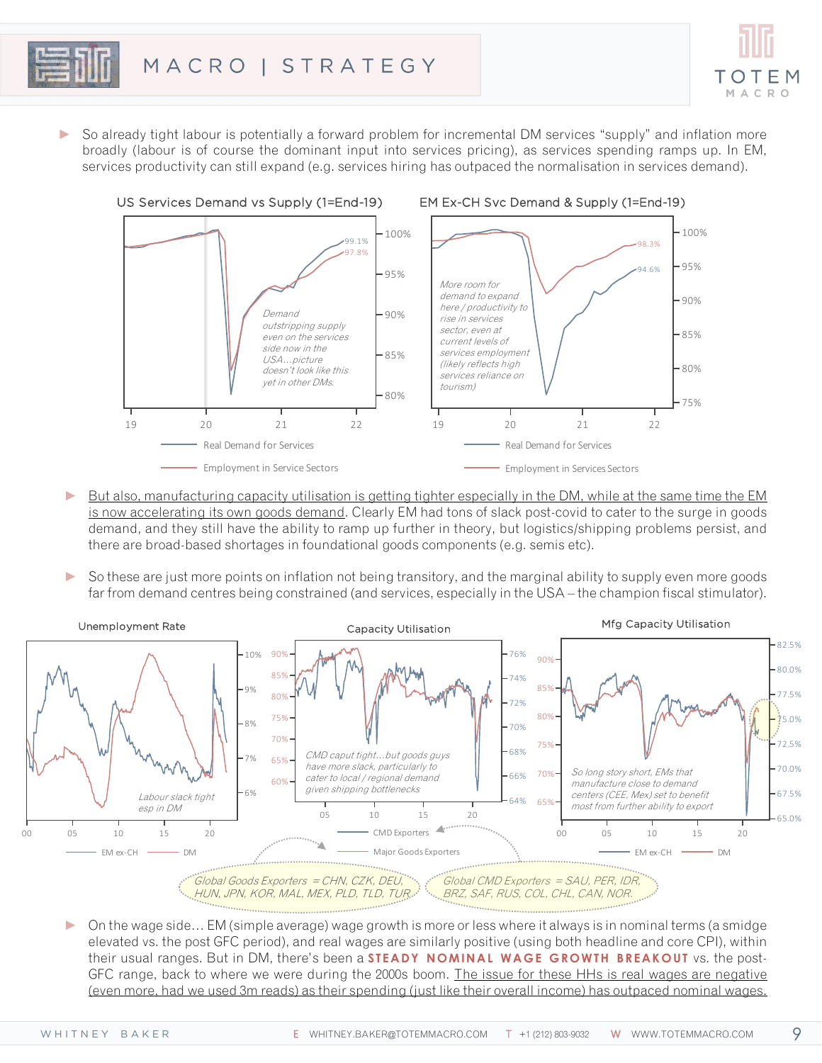- So already tight labour is potentially a forward problem for incremental DM services "supply" and inflation more broadly (labour is of course the dominant input into services pricing), as services spending ramps up. In EM, services productivity can still expand (e.g. services hiring has outpaced the normalisation in services demand).

US Services Demand vs Supply (1=End-19)

*Demand outstripping supply even on the services side now in the USA…picture doesn't look like this yet in other DMs.*

Real Demand for Services — Employment in Service Sectors

EM Ex-CH Svc Demand & Supply (1=End-19)

*More room for demand to expand here / productivity to rise in services sector, even at current levels of services employment (likely reflects high services reliance on tourism)*

Real Demand for Services — Employment in Services Sectors

- <u>But also, manufacturing capacity utilisation is getting tighter especially in the DM, while at the same time the EM is now accelerating its own goods demand</u>. Clearly EM had tons of slack post-covid to cater to the surge in goods demand, and they still have the ability to ramp up further in theory, but logistics/shipping problems persist, and there are broad-based shortages in foundational goods components (e.g. semis etc).

- So these are just more points on inflation not being transitory, and the marginal ability to supply even more goods far from demand centres being constrained (and services, especially in the USA – the champion fiscal stimulator).

Unemployment Rate

*Labour slack tight esp in DM*

EM ex-CH — DM

Capacity Utilisation

*CMD caput tight…but goods guys have more slack, particularly to cater to local / regional demand given shipping bottlenecks*

CMD Exporters — Major Goods Exporters

Mfg Capacity Utilisation

*So long story short, EMs that manufacture close to demand centers (CEE, Mex) set to benefit most from further ability to export*

EM ex-CH — DM

*Global Goods Exporters = CHN, CZK, DEU, HUN, JPN, KOR, MAL, MEX, PLD, TLD, TUR*

*Global CMD Exporters = SAU, PER, IDR, BRZ, SAF, RUS, COL, CHL, CAN, NOR.*

- On the wage side… EM (simple average) wage growth is more or less where it always is in nominal terms (a smidge elevated vs. the post GFC period), and real wages are similarly positive (using both headline and core CPI), within their usual ranges. But in DM, there's been a **STEADY NOMINAL WAGE GROWTH BREAKOUT** vs. the post-GFC range, back to where we were during the 2000s boom. <u>The issue for these HHs is real wages are negative (even more, had we used 3m reads) as their spending (just like their overall income) has outpaced nominal wages.</u>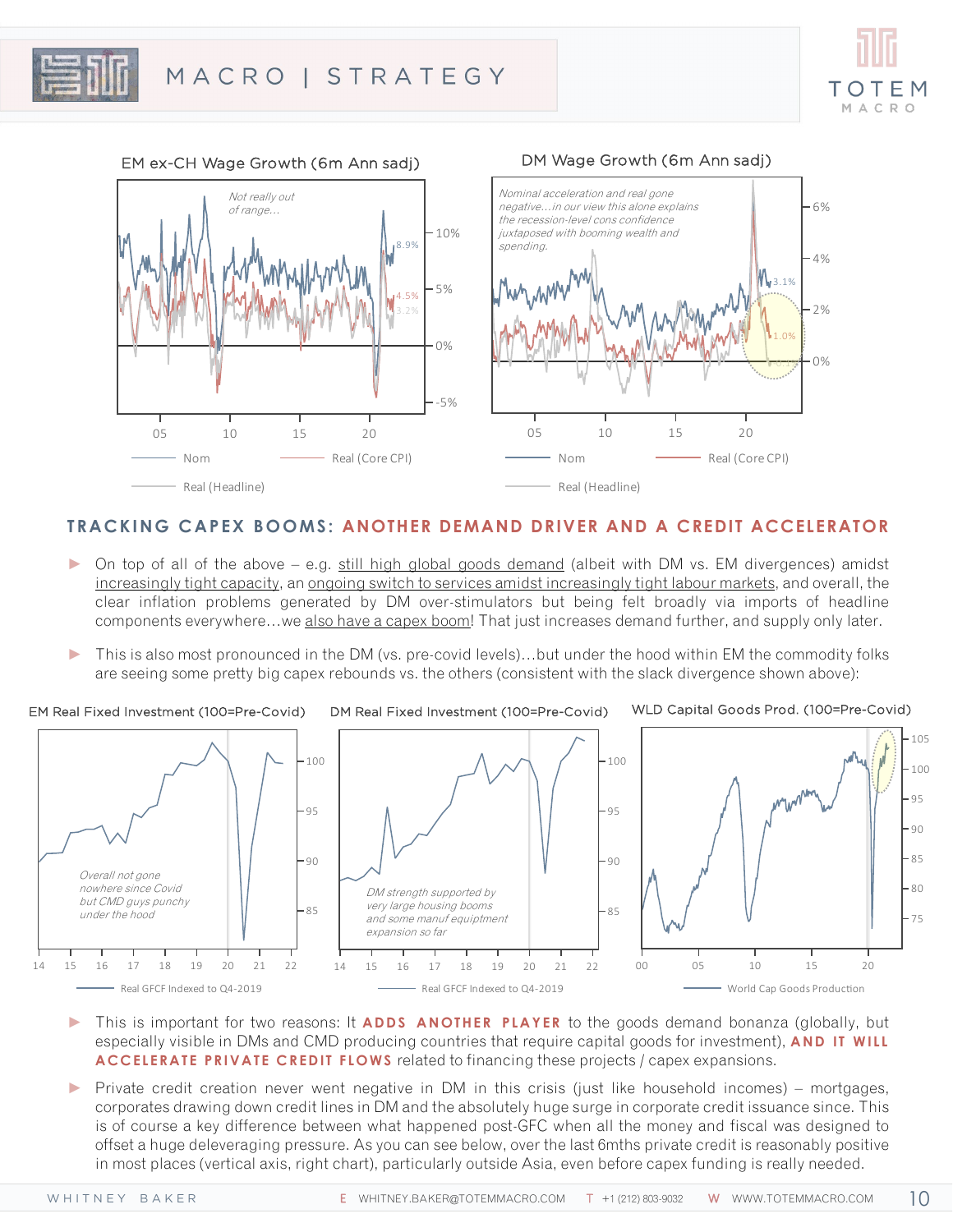**EM ex-CH Wage Growth (6m Ann sadj)**

*Not really out of range...*

Nom | Real (Core CPI) | Real (Headline)

**DM Wage Growth (6m Ann sadj)**

*Nominal acceleration and real gone negative...in our view this alone explains the recession-level cons confidence juxtaposed with booming wealth and spending.*

Nom | Real (Core CPI) | Real (Headline)

## TRACKING CAPEX BOOMS: ANOTHER DEMAND DRIVER AND A CREDIT ACCELERATOR

- On top of all of the above – e.g. still high global goods demand (albeit with DM vs. EM divergences) amidst increasingly tight capacity, an ongoing switch to services amidst increasingly tight labour markets, and overall, the clear inflation problems generated by DM over-stimulators but being felt broadly via imports of headline components everywhere…we also have a capex boom! That just increases demand further, and supply only later.
- This is also most pronounced in the DM (vs. pre-covid levels)…but under the hood within EM the commodity folks are seeing some pretty big capex rebounds vs. the others (consistent with the slack divergence shown above):

**EM Real Fixed Investment (100=Pre-Covid)**

*Overall not gone nowhere since Covid but CMD guys punchy under the hood*

Real GFCF Indexed to Q4-2019

**DM Real Fixed Investment (100=Pre-Covid)**

*DM strength supported by very large housing booms and some manuf equiptment expansion so far*

Real GFCF Indexed to Q4-2019

**WLD Capital Goods Prod. (100=Pre-Covid)**

World Cap Goods Production

- This is important for two reasons: It **ADDS ANOTHER PLAYER** to the goods demand bonanza (globally, but especially visible in DMs and CMD producing countries that require capital goods for investment), **AND IT WILL ACCELERATE PRIVATE CREDIT FLOWS** related to financing these projects / capex expansions.
- Private credit creation never went negative in DM in this crisis (just like household incomes) – mortgages, corporates drawing down credit lines in DM and the absolutely huge surge in corporate credit issuance since. This is of course a key difference between what happened post-GFC when all the money and fiscal was designed to offset a huge deleveraging pressure. As you can see below, over the last 6mths private credit is reasonably positive in most places (vertical axis, right chart), particularly outside Asia, even before capex funding is really needed.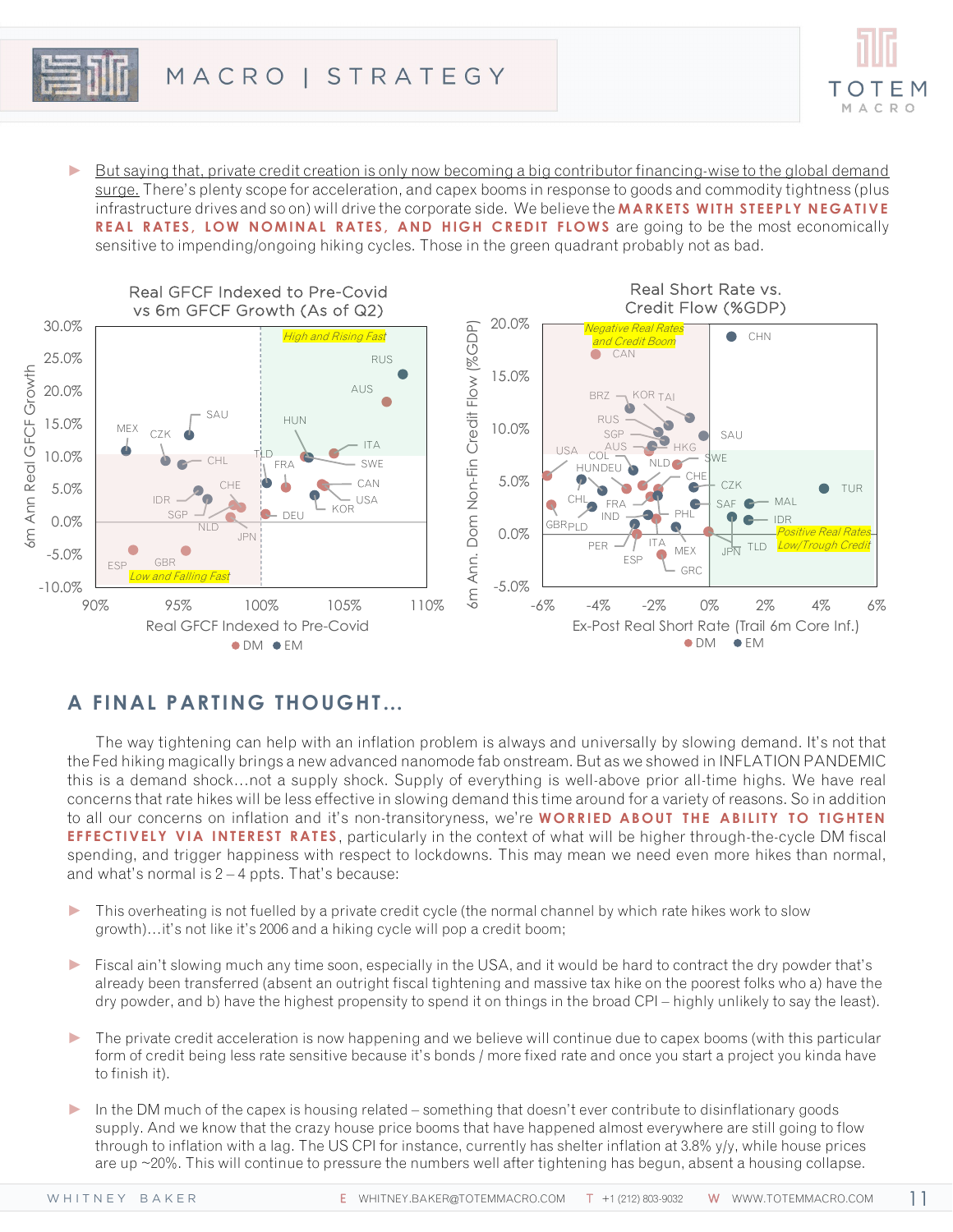- <u>But saying that, private credit creation is only now becoming a big contributor financing-wise to the global demand surge.</u> There's plenty scope for acceleration, and capex booms in response to goods and commodity tightness (plus infrastructure drives and so on) will drive the corporate side. We believe the **MARKETS WITH STEEPLY NEGATIVE REAL RATES, LOW NOMINAL RATES, AND HIGH CREDIT FLOWS** are going to be the most economically sensitive to impending/ongoing hiking cycles. Those in the green quadrant probably not as bad.

## A FINAL PARTING THOUGHT...

The way tightening can help with an inflation problem is always and universally by slowing demand. It's not that the Fed hiking magically brings a new advanced nanomode fab onstream. But as we showed in INFLATION PANDEMIC this is a demand shock…not a supply shock. Supply of everything is well-above prior all-time highs. We have real concerns that rate hikes will be less effective in slowing demand this time around for a variety of reasons. So in addition to all our concerns on inflation and it's non-transitoryness, we're **WORRIED ABOUT THE ABILITY TO TIGHTEN EFFECTIVELY VIA INTEREST RATES**, particularly in the context of what will be higher through-the-cycle DM fiscal spending, and trigger happiness with respect to lockdowns. This may mean we need even more hikes than normal, and what's normal is 2 – 4 ppts. That's because:

- This overheating is not fuelled by a private credit cycle (the normal channel by which rate hikes work to slow growth)…it's not like it's 2006 and a hiking cycle will pop a credit boom;
- Fiscal ain't slowing much any time soon, especially in the USA, and it would be hard to contract the dry powder that's already been transferred (absent an outright fiscal tightening and massive tax hike on the poorest folks who a) have the dry powder, and b) have the highest propensity to spend it on things in the broad CPI – highly unlikely to say the least).
- The private credit acceleration is now happening and we believe will continue due to capex booms (with this particular form of credit being less rate sensitive because it's bonds / more fixed rate and once you start a project you kinda have to finish it).
- In the DM much of the capex is housing related – something that doesn't ever contribute to disinflationary goods supply. And we know that the crazy house price booms that have happened almost everywhere are still going to flow through to inflation with a lag. The US CPI for instance, currently has shelter inflation at 3.8% y/y, while house prices are up ~20%. This will continue to pressure the numbers well after tightening has begun, absent a housing collapse.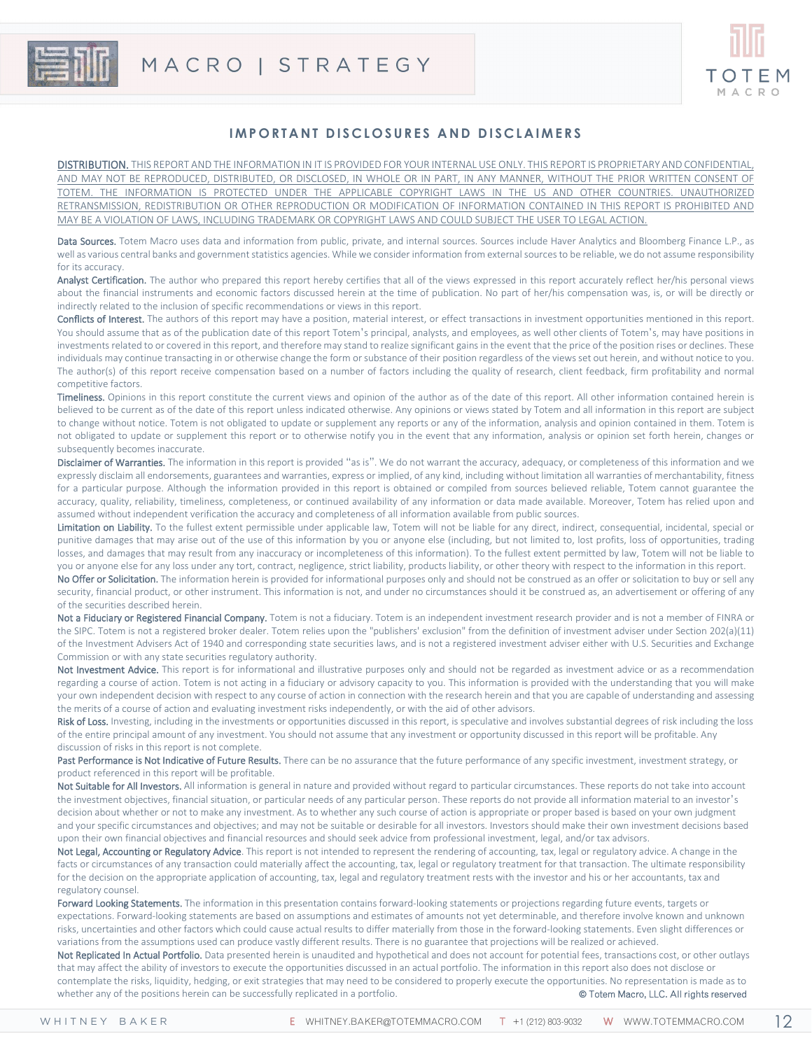## IMPORTANT DISCLOSURES AND DISCLAIMERS

DISTRIBUTION. THIS REPORT AND THE INFORMATION IN IT IS PROVIDED FOR YOUR INTERNAL USE ONLY. THIS REPORT IS PROPRIETARY AND CONFIDENTIAL, AND MAY NOT BE REPRODUCED, DISTRIBUTED, OR DISCLOSED, IN WHOLE OR IN PART, IN ANY MANNER, WITHOUT THE PRIOR WRITTEN CONSENT OF TOTEM. THE INFORMATION IS PROTECTED UNDER THE APPLICABLE COPYRIGHT LAWS IN THE US AND OTHER COUNTRIES. UNAUTHORIZED RETRANSMISSION, REDISTRIBUTION OR OTHER REPRODUCTION OR MODIFICATION OF INFORMATION CONTAINED IN THIS REPORT IS PROHIBITED AND MAY BE A VIOLATION OF LAWS, INCLUDING TRADEMARK OR COPYRIGHT LAWS AND COULD SUBJECT THE USER TO LEGAL ACTION.

Data Sources. Totem Macro uses data and information from public, private, and internal sources. Sources include Haver Analytics and Bloomberg Finance L.P., as well as various central banks and government statistics agencies. While we consider information from external sources to be reliable, we do not assume responsibility for its accuracy.

Analyst Certification. The author who prepared this report hereby certifies that all of the views expressed in this report accurately reflect her/his personal views about the financial instruments and economic factors discussed herein at the time of publication. No part of her/his compensation was, is, or will be directly or indirectly related to the inclusion of specific recommendations or views in this report.

Conflicts of Interest. The authors of this report may have a position, material interest, or effect transactions in investment opportunities mentioned in this report. You should assume that as of the publication date of this report Totem's principal, analysts, and employees, as well other clients of Totem's, may have positions in investments related to or covered in this report, and therefore may stand to realize significant gains in the event that the price of the position rises or declines. These individuals may continue transacting in or otherwise change the form or substance of their position regardless of the views set out herein, and without notice to you. The author(s) of this report receive compensation based on a number of factors including the quality of research, client feedback, firm profitability and normal competitive factors.

Timeliness. Opinions in this report constitute the current views and opinion of the author as of the date of this report. All other information contained herein is believed to be current as of the date of this report unless indicated otherwise. Any opinions or views stated by Totem and all information in this report are subject to change without notice. Totem is not obligated to update or supplement any reports or any of the information, analysis and opinion contained in them. Totem is not obligated to update or supplement this report or to otherwise notify you in the event that any information, analysis or opinion set forth herein, changes or subsequently becomes inaccurate.

Disclaimer of Warranties. The information in this report is provided "as is". We do not warrant the accuracy, adequacy, or completeness of this information and we expressly disclaim all endorsements, guarantees and warranties, express or implied, of any kind, including without limitation all warranties of merchantability, fitness for a particular purpose. Although the information provided in this report is obtained or compiled from sources believed reliable, Totem cannot guarantee the accuracy, quality, reliability, timeliness, completeness, or continued availability of any information or data made available. Moreover, Totem has relied upon and assumed without independent verification the accuracy and completeness of all information available from public sources.

Limitation on Liability. To the fullest extent permissible under applicable law, Totem will not be liable for any direct, indirect, consequential, incidental, special or punitive damages that may arise out of the use of this information by you or anyone else (including, but not limited to, lost profits, loss of opportunities, trading losses, and damages that may result from any inaccuracy or incompleteness of this information). To the fullest extent permitted by law, Totem will not be liable to you or anyone else for any loss under any tort, contract, negligence, strict liability, products liability, or other theory with respect to the information in this report.

No Offer or Solicitation. The information herein is provided for informational purposes only and should not be construed as an offer or solicitation to buy or sell any security, financial product, or other instrument. This information is not, and under no circumstances should it be construed as, an advertisement or offering of any of the securities described herein.

Not a Fiduciary or Registered Financial Company. Totem is not a fiduciary. Totem is an independent investment research provider and is not a member of FINRA or the SIPC. Totem is not a registered broker dealer. Totem relies upon the "publishers' exclusion" from the definition of investment adviser under Section 202(a)(11) of the Investment Advisers Act of 1940 and corresponding state securities laws, and is not a registered investment adviser either with U.S. Securities and Exchange Commission or with any state securities regulatory authority.

Not Investment Advice. This report is for informational and illustrative purposes only and should not be regarded as investment advice or as a recommendation regarding a course of action. Totem is not acting in a fiduciary or advisory capacity to you. This information is provided with the understanding that you will make your own independent decision with respect to any course of action in connection with the research herein and that you are capable of understanding and assessing the merits of a course of action and evaluating investment risks independently, or with the aid of other advisors.

Risk of Loss. Investing, including in the investments or opportunities discussed in this report, is speculative and involves substantial degrees of risk including the loss of the entire principal amount of any investment. You should not assume that any investment or opportunity discussed in this report will be profitable. Any discussion of risks in this report is not complete.

Past Performance is Not Indicative of Future Results. There can be no assurance that the future performance of any specific investment, investment strategy, or product referenced in this report will be profitable.

Not Suitable for All Investors. All information is general in nature and provided without regard to particular circumstances. These reports do not take into account the investment objectives, financial situation, or particular needs of any particular person. These reports do not provide all information material to an investor's decision about whether or not to make any investment. As to whether any such course of action is appropriate or proper based is based on your own judgment and your specific circumstances and objectives; and may not be suitable or desirable for all investors. Investors should make their own investment decisions based upon their own financial objectives and financial resources and should seek advice from professional investment, legal, and/or tax advisors.

Not Legal, Accounting or Regulatory Advice. This report is not intended to represent the rendering of accounting, tax, legal or regulatory advice. A change in the facts or circumstances of any transaction could materially affect the accounting, tax, legal or regulatory treatment for that transaction. The ultimate responsibility for the decision on the appropriate application of accounting, tax, legal and regulatory treatment rests with the investor and his or her accountants, tax and regulatory counsel.

Forward Looking Statements. The information in this presentation contains forward-looking statements or projections regarding future events, targets or expectations. Forward-looking statements are based on assumptions and estimates of amounts not yet determinable, and therefore involve known and unknown risks, uncertainties and other factors which could cause actual results to differ materially from those in the forward-looking statements. Even slight differences or variations from the assumptions used can produce vastly different results. There is no guarantee that projections will be realized or achieved.

Not Replicated In Actual Portfolio. Data presented herein is unaudited and hypothetical and does not account for potential fees, transactions cost, or other outlays that may affect the ability of investors to execute the opportunities discussed in an actual portfolio. The information in this report also does not disclose or contemplate the risks, liquidity, hedging, or exit strategies that may need to be considered to properly execute the opportunities. No representation is made as to whether any of the positions herein can be successfully replicated in a portfolio.

© Totem Macro, LLC. All rights reserved